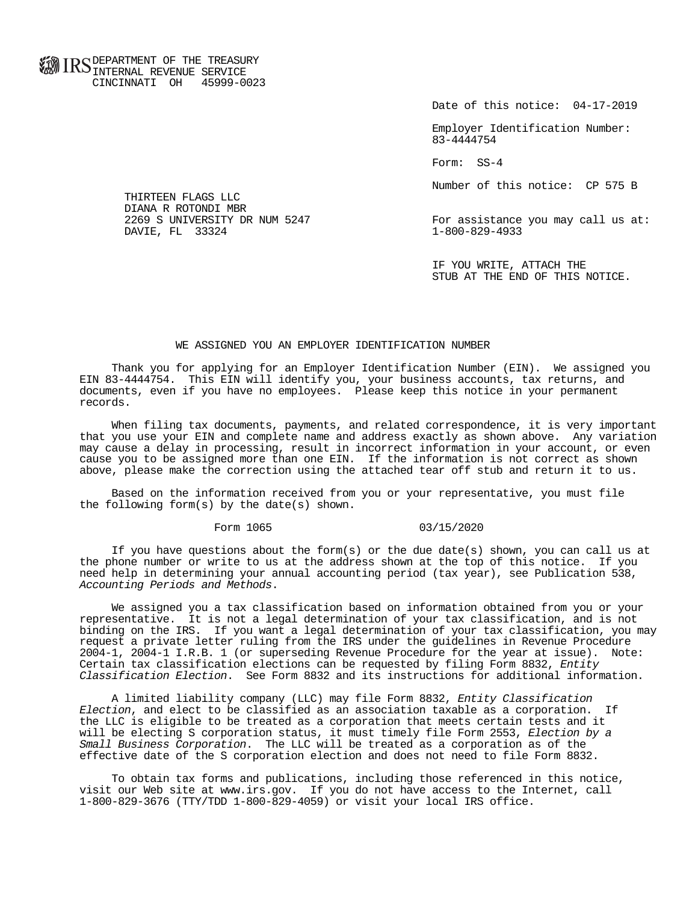IRS DEPARTMENT OF THE TREASURY
INTERNAL REVENUE SERVICE
CINCINNATI OH 45999-0023

Date of this notice: 04-17-2019

Employer Identification Number:
83-4444754

Form: SS-4

Number of this notice: CP 575 B

THIRTEEN FLAGS LLC
DIANA R ROTONDI MBR
2269 S UNIVERSITY DR NUM 5247
DAVIE, FL 33324

For assistance you may call us at:
1-800-829-4933

IF YOU WRITE, ATTACH THE
STUB AT THE END OF THIS NOTICE.

## WE ASSIGNED YOU AN EMPLOYER IDENTIFICATION NUMBER

Thank you for applying for an Employer Identification Number (EIN). We assigned you EIN 83-4444754. This EIN will identify you, your business accounts, tax returns, and documents, even if you have no employees. Please keep this notice in your permanent records.

When filing tax documents, payments, and related correspondence, it is very important that you use your EIN and complete name and address exactly as shown above. Any variation may cause a delay in processing, result in incorrect information in your account, or even cause you to be assigned more than one EIN. If the information is not correct as shown above, please make the correction using the attached tear off stub and return it to us.

Based on the information received from you or your representative, you must file the following form(s) by the date(s) shown.

| Form 1065 | 03/15/2020 |
|---|---|

If you have questions about the form(s) or the due date(s) shown, you can call us at the phone number or write to us at the address shown at the top of this notice. If you need help in determining your annual accounting period (tax year), see Publication 538, *Accounting Periods and Methods*.

We assigned you a tax classification based on information obtained from you or your representative. It is not a legal determination of your tax classification, and is not binding on the IRS. If you want a legal determination of your tax classification, you may request a private letter ruling from the IRS under the guidelines in Revenue Procedure 2004-1, 2004-1 I.R.B. 1 (or superseding Revenue Procedure for the year at issue). Note: Certain tax classification elections can be requested by filing Form 8832, *Entity Classification Election*. See Form 8832 and its instructions for additional information.

A limited liability company (LLC) may file Form 8832, *Entity Classification Election*, and elect to be classified as an association taxable as a corporation. If the LLC is eligible to be treated as a corporation that meets certain tests and it will be electing S corporation status, it must timely file Form 2553, *Election by a Small Business Corporation*. The LLC will be treated as a corporation as of the effective date of the S corporation election and does not need to file Form 8832.

To obtain tax forms and publications, including those referenced in this notice, visit our Web site at www.irs.gov. If you do not have access to the Internet, call 1-800-829-3676 (TTY/TDD 1-800-829-4059) or visit your local IRS office.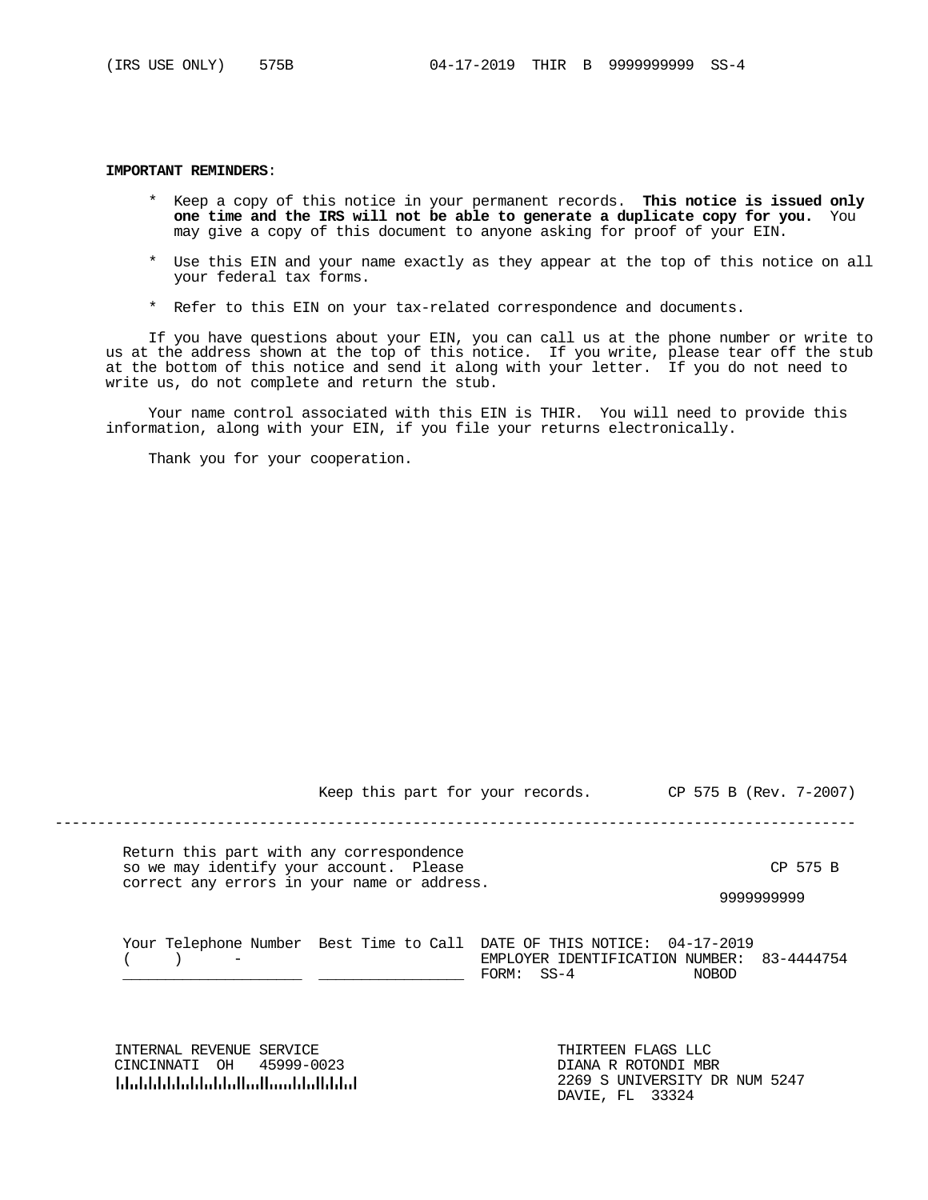(IRS USE ONLY) 575B 04-17-2019 THIR B 9999999999 SS-4

**IMPORTANT REMINDERS**:

- Keep a copy of this notice in your permanent records. **This notice is issued only one time and the IRS will not be able to generate a duplicate copy for you.** You may give a copy of this document to anyone asking for proof of your EIN.
- Use this EIN and your name exactly as they appear at the top of this notice on all your federal tax forms.
- Refer to this EIN on your tax-related correspondence and documents.

If you have questions about your EIN, you can call us at the phone number or write to us at the address shown at the top of this notice. If you write, please tear off the stub at the bottom of this notice and send it along with your letter. If you do not need to write us, do not complete and return the stub.

Your name control associated with this EIN is THIR. You will need to provide this information, along with your EIN, if you file your returns electronically.

Thank you for your cooperation.

Keep this part for your records. CP 575 B (Rev. 7-2007)

---

Return this part with any correspondence so we may identify your account. Please correct any errors in your name or address.

CP 575 B

9999999999

Your Telephone Number ( ) - ____________________

Best Time to Call ________________

DATE OF THIS NOTICE: 04-17-2019
EMPLOYER IDENTIFICATION NUMBER: 83-4444754
FORM: SS-4 NOBOD

INTERNAL REVENUE SERVICE
CINCINNATI OH 45999-0023

THIRTEEN FLAGS LLC
DIANA R ROTONDI MBR
2269 S UNIVERSITY DR NUM 5247
DAVIE, FL 33324